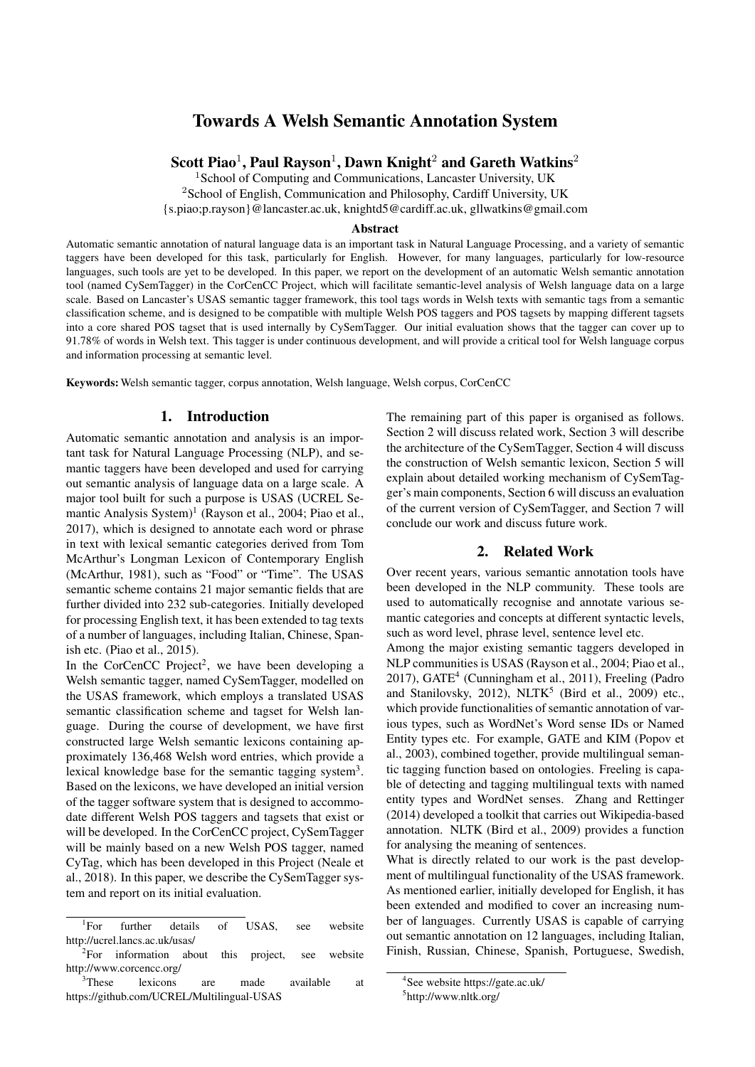# Towards A Welsh Semantic Annotation System

**Scott Piao[1], Paul Rayson[1], Dawn Knight[2] and Gareth Watkins[2]**

[1]School of Computing and Communications, Lancaster University, UK
[2]School of English, Communication and Philosophy, Cardiff University, UK
{s.piao;p.rayson}@lancaster.ac.uk, knightd5@cardiff.ac.uk, gllwatkins@gmail.com

### Abstract

Automatic semantic annotation of natural language data is an important task in Natural Language Processing, and a variety of semantic taggers have been developed for this task, particularly for English. However, for many languages, particularly for low-resource languages, such tools are yet to be developed. In this paper, we report on the development of an automatic Welsh semantic annotation tool (named CySemTagger) in the CorCenCC Project, which will facilitate semantic-level analysis of Welsh language data on a large scale. Based on Lancaster's USAS semantic tagger framework, this tool tags words in Welsh texts with semantic tags from a semantic classification scheme, and is designed to be compatible with multiple Welsh POS taggers and POS tagsets by mapping different tagsets into a core shared POS tagset that is used internally by CySemTagger. Our initial evaluation shows that the tagger can cover up to 91.78% of words in Welsh text. This tagger is under continuous development, and will provide a critical tool for Welsh language corpus and information processing at semantic level.

**Keywords:** Welsh semantic tagger, corpus annotation, Welsh language, Welsh corpus, CorCenCC

## 1. Introduction

Automatic semantic annotation and analysis is an important task for Natural Language Processing (NLP), and semantic taggers have been developed and used for carrying out semantic analysis of language data on a large scale. A major tool built for such a purpose is USAS (UCREL Semantic Analysis System)[1] (Rayson et al., 2004; Piao et al., 2017), which is designed to annotate each word or phrase in text with lexical semantic categories derived from Tom McArthur's Longman Lexicon of Contemporary English (McArthur, 1981), such as "Food" or "Time". The USAS semantic scheme contains 21 major semantic fields that are further divided into 232 sub-categories. Initially developed for processing English text, it has been extended to tag texts of a number of languages, including Italian, Chinese, Spanish etc. (Piao et al., 2015).

In the CorCenCC Project[2], we have been developing a Welsh semantic tagger, named CySemTagger, modelled on the USAS framework, which employs a translated USAS semantic classification scheme and tagset for Welsh language. During the course of development, we have first constructed large Welsh semantic lexicons containing approximately 136,468 Welsh word entries, which provide a lexical knowledge base for the semantic tagging system[3]. Based on the lexicons, we have developed an initial version of the tagger software system that is designed to accommodate different Welsh POS taggers and tagsets that exist or will be developed. In the CorCenCC project, CySemTagger will be mainly based on a new Welsh POS tagger, named CyTag, which has been developed in this Project (Neale et al., 2018). In this paper, we describe the CySemTagger system and report on its initial evaluation.

The remaining part of this paper is organised as follows. Section 2 will discuss related work, Section 3 will describe the architecture of the CySemTagger, Section 4 will discuss the construction of Welsh semantic lexicon, Section 5 will explain about detailed working mechanism of CySemTagger's main components, Section 6 will discuss an evaluation of the current version of CySemTagger, and Section 7 will conclude our work and discuss future work.

## 2. Related Work

Over recent years, various semantic annotation tools have been developed in the NLP community. These tools are used to automatically recognise and annotate various semantic categories and concepts at different syntactic levels, such as word level, phrase level, sentence level etc.

Among the major existing semantic taggers developed in NLP communities is USAS (Rayson et al., 2004; Piao et al., 2017), GATE[4] (Cunningham et al., 2011), Freeling (Padro and Stanilovsky, 2012), NLTK[5] (Bird et al., 2009) etc., which provide functionalities of semantic annotation of various types, such as WordNet's Word sense IDs or Named Entity types etc. For example, GATE and KIM (Popov et al., 2003), combined together, provide multilingual semantic tagging function based on ontologies. Freeling is capable of detecting and tagging multilingual texts with named entity types and WordNet senses. Zhang and Rettinger (2014) developed a toolkit that carries out Wikipedia-based annotation. NLTK (Bird et al., 2009) provides a function for analysing the meaning of sentences.

What is directly related to our work is the past development of multilingual functionality of the USAS framework. As mentioned earlier, initially developed for English, it has been extended and modified to cover an increasing number of languages. Currently USAS is capable of carrying out semantic annotation on 12 languages, including Italian, Finish, Russian, Chinese, Spanish, Portuguese, Swedish,

[1]For further details of USAS, see website http://ucrel.lancs.ac.uk/usas/

[2]For information about this project, see website http://www.corcencc.org/

[3]These lexicons are made available at https://github.com/UCREL/Multilingual-USAS

[4]See website https://gate.ac.uk/

[5]http://www.nltk.org/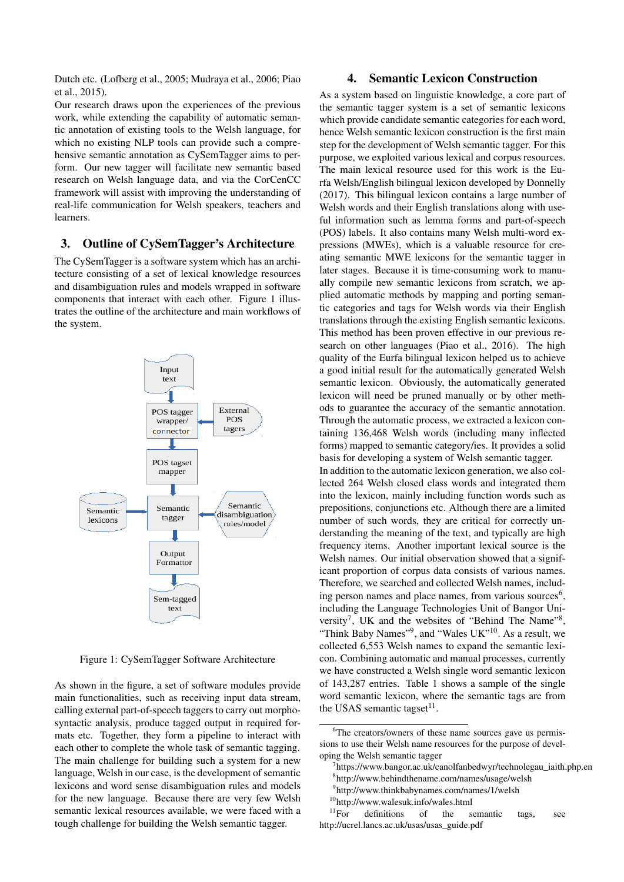Dutch etc. (Lofberg et al., 2005; Mudraya et al., 2006; Piao et al., 2015).

Our research draws upon the experiences of the previous work, while extending the capability of automatic semantic annotation of existing tools to the Welsh language, for which no existing NLP tools can provide such a comprehensive semantic annotation as CySemTagger aims to perform. Our new tagger will facilitate new semantic based research on Welsh language data, and via the CorCenCC framework will assist with improving the understanding of real-life communication for Welsh speakers, teachers and learners.

## 3. Outline of CySemTagger's Architecture

The CySemTagger is a software system which has an architecture consisting of a set of lexical knowledge resources and disambiguation rules and models wrapped in software components that interact with each other. Figure 1 illustrates the outline of the architecture and main workflows of the system.

Figure 1: CySemTagger Software Architecture

As shown in the figure, a set of software modules provide main functionalities, such as receiving input data stream, calling external part-of-speech taggers to carry out morpho-syntactic analysis, produce tagged output in required formats etc. Together, they form a pipeline to interact with each other to complete the whole task of semantic tagging. The main challenge for building such a system for a new language, Welsh in our case, is the development of semantic lexicons and word sense disambiguation rules and models for the new language. Because there are very few Welsh semantic lexical resources available, we were faced with a tough challenge for building the Welsh semantic tagger.

## 4. Semantic Lexicon Construction

As a system based on linguistic knowledge, a core part of the semantic tagger system is a set of semantic lexicons which provide candidate semantic categories for each word, hence Welsh semantic lexicon construction is the first main step for the development of Welsh semantic tagger. For this purpose, we exploited various lexical and corpus resources. The main lexical resource used for this work is the Eurfa Welsh/English bilingual lexicon developed by Donnelly (2017). This bilingual lexicon contains a large number of Welsh words and their English translations along with useful information such as lemma forms and part-of-speech (POS) labels. It also contains many Welsh multi-word expressions (MWEs), which is a valuable resource for creating semantic MWE lexicons for the semantic tagger in later stages. Because it is time-consuming work to manually compile new semantic lexicons from scratch, we applied automatic methods by mapping and porting semantic categories and tags for Welsh words via their English translations through the existing English semantic lexicons. This method has been proven effective in our previous research on other languages (Piao et al., 2016). The high quality of the Eurfa bilingual lexicon helped us to achieve a good initial result for the automatically generated Welsh semantic lexicon. Obviously, the automatically generated lexicon will need be pruned manually or by other methods to guarantee the accuracy of the semantic annotation. Through the automatic process, we extracted a lexicon containing 136,468 Welsh words (including many inflected forms) mapped to semantic category/ies. It provides a solid basis for developing a system of Welsh semantic tagger.

In addition to the automatic lexicon generation, we also collected 264 Welsh closed class words and integrated them into the lexicon, mainly including function words such as prepositions, conjunctions etc. Although there are a limited number of such words, they are critical for correctly understanding the meaning of the text, and typically are high frequency items. Another important lexical source is the Welsh names. Our initial observation showed that a significant proportion of corpus data consists of various names. Therefore, we searched and collected Welsh names, including person names and place names, from various sources[6], including the Language Technologies Unit of Bangor University[7], UK and the websites of "Behind The Name"[8], "Think Baby Names"[9], and "Wales UK"[10]. As a result, we collected 6,553 Welsh names to expand the semantic lexicon. Combining automatic and manual processes, currently we have constructed a Welsh single word semantic lexicon of 143,287 entries. Table 1 shows a sample of the single word semantic lexicon, where the semantic tags are from the USAS semantic tagset[11].

---

[6] The creators/owners of these name sources gave us permissions to use their Welsh name resources for the purpose of developing the Welsh semantic tagger

[7] https://www.bangor.ac.uk/canolfanbedwyr/technolegau_iaith.php.en

[8] http://www.behindthename.com/names/usage/welsh

[9] http://www.thinkbabynames.com/names/1/welsh

[10] http://www.walesuk.info/wales.html

[11] For definitions of the semantic tags, see http://ucrel.lancs.ac.uk/usas/usas_guide.pdf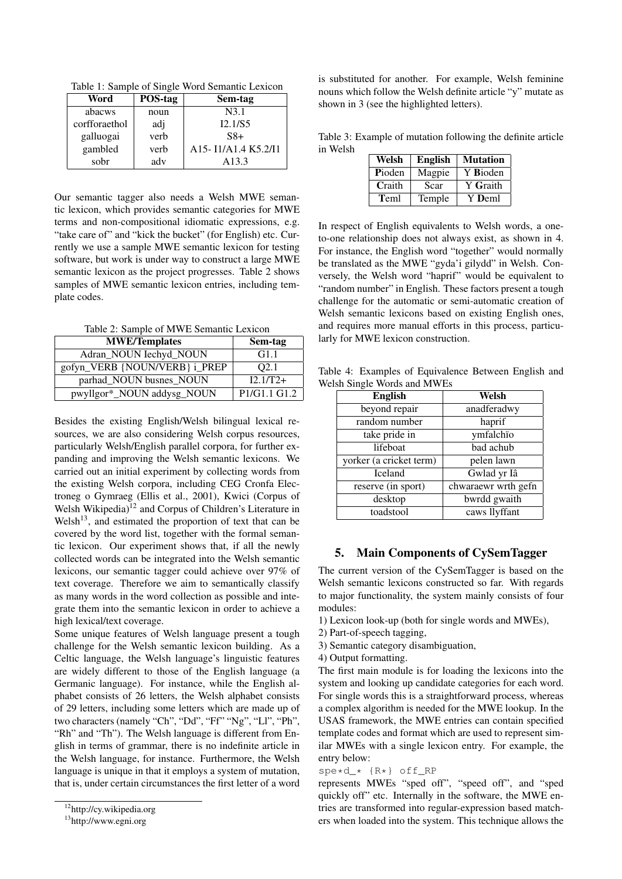Table 1: Sample of Single Word Semantic Lexicon

| Word | POS-tag | Sem-tag |
|---|---|---|
| abacws | noun | N3.1 |
| corfforaethol | adj | I2.1/S5 |
| galluogai | verb | S8+ |
| gambled | verb | A15- I1/A1.4 K5.2/I1 |
| sobr | adv | A13.3 |

Our semantic tagger also needs a Welsh MWE semantic lexicon, which provides semantic categories for MWE terms and non-compositional idiomatic expressions, e.g. "take care of" and "kick the bucket" (for English) etc. Currently we use a sample MWE semantic lexicon for testing software, but work is under way to construct a large MWE semantic lexicon as the project progresses. Table 2 shows samples of MWE semantic lexicon entries, including template codes.

Table 2: Sample of MWE Semantic Lexicon

| MWE/Templates | Sem-tag |
|---|---|
| Adran_NOUN Iechyd_NOUN | G1.1 |
| gofyn_VERB {NOUN/VERB} i_PREP | Q2.1 |
| parhad_NOUN busnes_NOUN | I2.1/T2+ |
| pwyllgor*_NOUN addysg_NOUN | P1/G1.1 G1.2 |

Besides the existing English/Welsh bilingual lexical resources, we are also considering Welsh corpus resources, particularly Welsh/English parallel corpora, for further expanding and improving the Welsh semantic lexicons. We carried out an initial experiment by collecting words from the existing Welsh corpora, including CEG Cronfa Electroneg o Gymraeg (Ellis et al., 2001), Kwici (Corpus of Welsh Wikipedia)[12] and Corpus of Children's Literature in Welsh[13], and estimated the proportion of text that can be covered by the word list, together with the formal semantic lexicon. Our experiment shows that, if all the newly collected words can be integrated into the Welsh semantic lexicons, our semantic tagger could achieve over 97% of text coverage. Therefore we aim to semantically classify as many words in the word collection as possible and integrate them into the semantic lexicon in order to achieve a high lexical/text coverage.

Some unique features of Welsh language present a tough challenge for the Welsh semantic lexicon building. As a Celtic language, the Welsh language's linguistic features are widely different to those of the English language (a Germanic language). For instance, while the English alphabet consists of 26 letters, the Welsh alphabet consists of 29 letters, including some letters which are made up of two characters (namely "Ch", "Dd", "Ff" "Ng", "Ll", "Ph", "Rh" and "Th"). The Welsh language is different from English in terms of grammar, there is no indefinite article in the Welsh language, for instance. Furthermore, the Welsh language is unique in that it employs a system of mutation, that is, under certain circumstances the first letter of a word is substituted for another. For example, Welsh feminine nouns which follow the Welsh definite article "y" mutate as shown in 3 (see the highlighted letters).

Table 3: Example of mutation following the definite article in Welsh

| Welsh | English | Mutation |
|---|---|---|
| **P**ioden | Magpie | Y **B**ioden |
| **C**raith | Scar | Y **G**raith |
| **T**eml | Temple | Y **D**eml |

In respect of English equivalents to Welsh words, a one-to-one relationship does not always exist, as shown in 4. For instance, the English word "together" would normally be translated as the MWE "gyda'i gilydd" in Welsh. Conversely, the Welsh word "haprif" would be equivalent to "random number" in English. These factors present a tough challenge for the automatic or semi-automatic creation of Welsh semantic lexicons based on existing English ones, and requires more manual efforts in this process, particularly for MWE lexicon construction.

Table 4: Examples of Equivalence Between English and Welsh Single Words and MWEs

| English | Welsh |
|---|---|
| beyond repair | anadferadwy |
| random number | haprif |
| take pride in | ymfalchïo |
| lifeboat | bad achub |
| yorker (a cricket term) | pelen lawn |
| Iceland | Gwlad yr Iâ |
| reserve (in sport) | chwaraewr wrth gefn |
| desktop | bwrdd gwaith |
| toadstool | caws llyffant |

## 5. Main Components of CySemTagger

The current version of the CySemTagger is based on the Welsh semantic lexicons constructed so far. With regards to major functionality, the system mainly consists of four modules:

1) Lexicon look-up (both for single words and MWEs),
2) Part-of-speech tagging,
3) Semantic category disambiguation,
4) Output formatting.

The first main module is for loading the lexicons into the system and looking up candidate categories for each word. For single words this is a straightforward process, whereas a complex algorithm is needed for the MWE lookup. In the USAS framework, the MWE entries can contain specified template codes and format which are used to represent similar MWEs with a single lexicon entry. For example, the entry below:

```
spe*d_* {R*} off_RP
```

represents MWEs "sped off", "speed off", and "sped quickly off" etc. Internally in the software, the MWE entries are transformed into regular-expression based matchers when loaded into the system. This technique allows the

[12] http://cy.wikipedia.org

[13] http://www.egni.org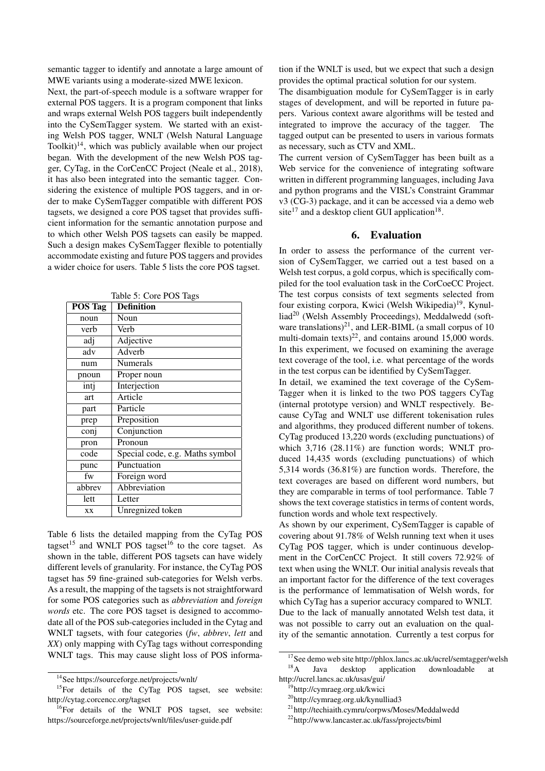semantic tagger to identify and annotate a large amount of MWE variants using a moderate-sized MWE lexicon.

Next, the part-of-speech module is a software wrapper for external POS taggers. It is a program component that links and wraps external Welsh POS taggers built independently into the CySemTagger system. We started with an existing Welsh POS tagger, WNLT (Welsh Natural Language Toolkit)[14], which was publicly available when our project began. With the development of the new Welsh POS tagger, CyTag, in the CorCenCC Project (Neale et al., 2018), it has also been integrated into the semantic tagger. Considering the existence of multiple POS taggers, and in order to make CySemTagger compatible with different POS tagsets, we designed a core POS tagset that provides sufficient information for the semantic annotation purpose and to which other Welsh POS tagsets can easily be mapped. Such a design makes CySemTagger flexible to potentially accommodate existing and future POS taggers and provides a wider choice for users. Table 5 lists the core POS tagset.

Table 5: Core POS Tags

| POS Tag | Definition |
|---|---|
| noun | Noun |
| verb | Verb |
| adj | Adjective |
| adv | Adverb |
| num | Numerals |
| pnoun | Proper noun |
| intj | Interjection |
| art | Article |
| part | Particle |
| prep | Preposition |
| conj | Conjunction |
| pron | Pronoun |
| code | Special code, e.g. Maths symbol |
| punc | Punctuation |
| fw | Foreign word |
| abbrev | Abbreviation |
| lett | Letter |
| xx | Unregnized token |

Table 6 lists the detailed mapping from the CyTag POS tagset[15] and WNLT POS tagset[16] to the core tagset. As shown in the table, different POS tagsets can have widely different levels of granularity. For instance, the CyTag POS tagset has 59 fine-grained sub-categories for Welsh verbs. As a result, the mapping of the tagsets is not straightforward for some POS categories such as *abbreviation* and *foreign words* etc. The core POS tagset is designed to accommodate all of the POS sub-categories included in the Cytag and WNLT tagsets, with four categories (*fw*, *abbrev*, *lett* and *XX*) only mapping with CyTag tags without corresponding WNLT tags. This may cause slight loss of POS information if the WNLT is used, but we expect that such a design provides the optimal practical solution for our system.

The disambiguation module for CySemTagger is in early stages of development, and will be reported in future papers. Various context aware algorithms will be tested and integrated to improve the accuracy of the tagger. The tagged output can be presented to users in various formats as necessary, such as CTV and XML.

The current version of CySemTagger has been built as a Web service for the convenience of integrating software written in different programming languages, including Java and python programs and the VISL's Constraint Grammar v3 (CG-3) package, and it can be accessed via a demo web site[17] and a desktop client GUI application[18].

## 6. Evaluation

In order to assess the performance of the current version of CySemTagger, we carried out a test based on a Welsh test corpus, a gold corpus, which is specifically compiled for the tool evaluation task in the CorCoeCC Project. The test corpus consists of text segments selected from four existing corpora, Kwici (Welsh Wikipedia)[19], Kynulliad[20] (Welsh Assembly Proceedings), Meddalwedd (software translations)[21], and LER-BIML (a small corpus of 10 multi-domain texts)[22], and contains around 15,000 words. In this experiment, we focused on examining the average text coverage of the tool, i.e. what percentage of the words in the test corpus can be identified by CySemTagger.

In detail, we examined the text coverage of the CySemTagger when it is linked to the two POS taggers CyTag (internal prototype version) and WNLT respectively. Because CyTag and WNLT use different tokenisation rules and algorithms, they produced different number of tokens. CyTag produced 13,220 words (excluding punctuations) of which 3,716 (28.11%) are function words; WNLT produced 14,435 words (excluding punctuations) of which 5,314 words (36.81%) are function words. Therefore, the text coverages are based on different word numbers, but they are comparable in terms of tool performance. Table 7 shows the text coverage statistics in terms of content words, function words and whole text respectively.

As shown by our experiment, CySemTagger is capable of covering about 91.78% of Welsh running text when it uses CyTag POS tagger, which is under continuous development in the CorCenCC Project. It still covers 72.92% of text when using the WNLT. Our initial analysis reveals that an important factor for the difference of the text coverages is the performance of lemmatisation of Welsh words, for which CyTag has a superior accuracy compared to WNLT.

Due to the lack of manually annotated Welsh test data, it was not possible to carry out an evaluation on the quality of the semantic annotation. Currently a test corpus for

---

[14] See https://sourceforge.net/projects/wnlt/

[15] For details of the CyTag POS tagset, see website: http://cytag.corcencc.org/tagset

[16] For details of the WNLT POS tagset, see website: https://sourceforge.net/projects/wnlt/files/user-guide.pdf

[17] See demo web site http://phlox.lancs.ac.uk/ucrel/semtagger/welsh

[18] A Java desktop application downloadable at http://ucrel.lancs.ac.uk/usas/gui/

[19] http://cymraeg.org.uk/kwici

[20] http://cymraeg.org.uk/kynulliad3

[21] http://techiaith.cymru/corpws/Moses/Meddalwedd

[22] http://www.lancaster.ac.uk/fass/projects/biml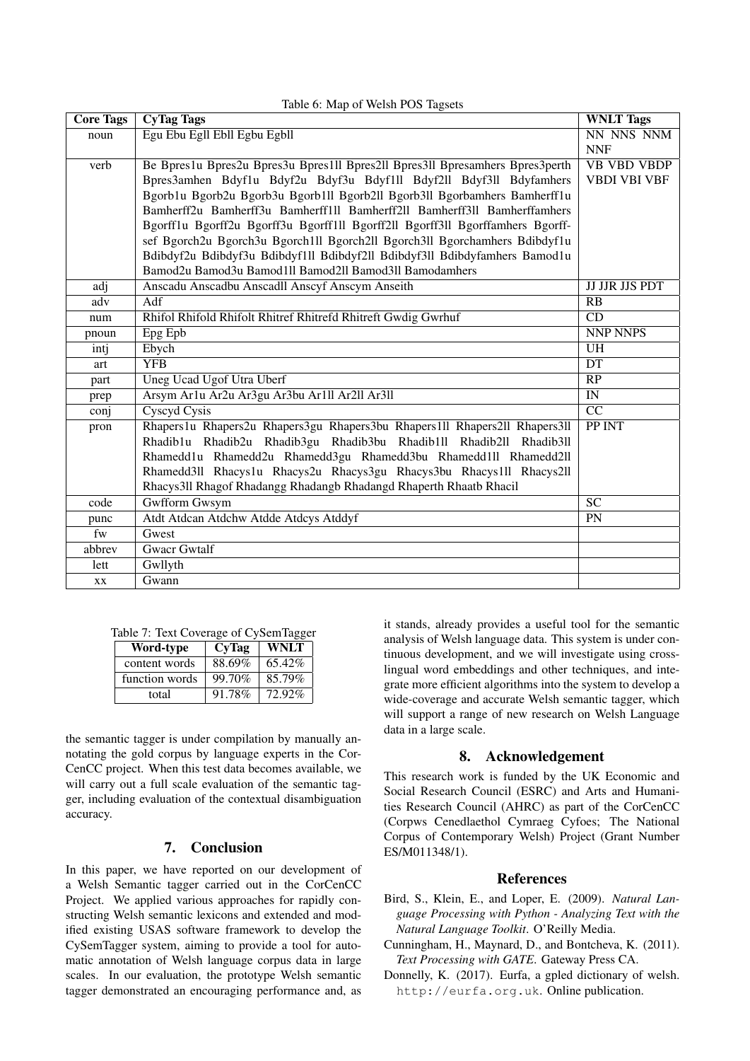Table 6: Map of Welsh POS Tagsets

| Core Tags | CyTag Tags | WNLT Tags |
|---|---|---|
| noun | Egu Ebu Egll Ebll Egbu Egbll | NN NNS NNM NNF |
| verb | Be Bpres1u Bpres2u Bpres3u Bpres1ll Bpres2ll Bpres3ll Bpresamhers Bpres3perth Bpres3amhen Bdyf1u Bdyf2u Bdyf3u Bdyf1ll Bdyf2ll Bdyf3ll Bdyfamhers Bgorb1u Bgorb2u Bgorb3u Bgorb1ll Bgorb2ll Bgorb3ll Bgorbamhers Bamherff1u Bamherff2u Bamherff3u Bamherff1ll Bamherff2ll Bamherff3ll Bamherffamhers Bgorff1u Bgorff2u Bgorff3u Bgorff1ll Bgorff2ll Bgorff3ll Bgorffamhers Bgorffsef Bgorch2u Bgorch3u Bgorch1ll Bgorch2ll Bgorch3ll Bgorchamhers Bdibdyf1u Bdibdyf2u Bdibdyf3u Bdibdyf1ll Bdibdyf2ll Bdibdyf3ll Bdibdyfamhers Bamod1u Bamod2u Bamod3u Bamod1ll Bamod2ll Bamod3ll Bamodamhers | VB VBD VBDP VBDI VBI VBF |
| adj | Anscadu Anscadbu Anscadll Anscyf Anscym Anseith | JJ JJR JJS PDT |
| adv | Adf | RB |
| num | Rhifol Rhifold Rhifolt Rhitref Rhitrefd Rhitreft Gwdig Gwrhuf | CD |
| pnoun | Epg Epb | NNP NNPS |
| intj | Ebych | UH |
| art | YFB | DT |
| part | Uneg Ucad Ugof Utra Uberf | RP |
| prep | Arsym Ar1u Ar2u Ar3gu Ar3bu Ar1ll Ar2ll Ar3ll | IN |
| conj | Cyscyd Cysis | CC |
| pron | Rhapers1u Rhapers2u Rhapers3gu Rhapers3bu Rhapers1ll Rhapers2ll Rhapers3ll Rhadib1u Rhadib2u Rhadib3gu Rhadib3bu Rhadib1ll Rhadib2ll Rhadib3ll Rhamedd1u Rhamedd2u Rhamedd3gu Rhamedd3bu Rhamedd1ll Rhamedd2ll Rhamedd3ll Rhacys1u Rhacys2u Rhacys3gu Rhacys3bu Rhacys1ll Rhacys2ll Rhacys3ll Rhagof Rhadangg Rhadangb Rhadangd Rhaperth Rhaatb Rhacil | PP INT |
| code | Gwfform Gwsym | SC |
| punc | Atdt Atdcan Atdchw Atdde Atdcys Atddyf | PN |
| fw | Gwest | |
| abbrev | Gwacr Gwtalf | |
| lett | Gwllyth | |
| xx | Gwann | |

Table 7: Text Coverage of CySemTagger

| Word-type | CyTag | WNLT |
|---|---|---|
| content words | 88.69% | 65.42% |
| function words | 99.70% | 85.79% |
| total | 91.78% | 72.92% |

the semantic tagger is under compilation by manually annotating the gold corpus by language experts in the CorCenCC project. When this test data becomes available, we will carry out a full scale evaluation of the semantic tagger, including evaluation of the contextual disambiguation accuracy.

## 7. Conclusion

In this paper, we have reported on our development of a Welsh Semantic tagger carried out in the CorCenCC Project. We applied various approaches for rapidly constructing Welsh semantic lexicons and extended and modified existing USAS software framework to develop the CySemTagger system, aiming to provide a tool for automatic annotation of Welsh language corpus data in large scales. In our evaluation, the prototype Welsh semantic tagger demonstrated an encouraging performance and, as it stands, already provides a useful tool for the semantic analysis of Welsh language data. This system is under continuous development, and we will investigate using cross-lingual word embeddings and other techniques, and integrate more efficient algorithms into the system to develop a wide-coverage and accurate Welsh semantic tagger, which will support a range of new research on Welsh Language data in a large scale.

## 8. Acknowledgement

This research work is funded by the UK Economic and Social Research Council (ESRC) and Arts and Humanities Research Council (AHRC) as part of the CorCenCC (Corpws Cenedlaethol Cymraeg Cyfoes; The National Corpus of Contemporary Welsh) Project (Grant Number ES/M011348/1).

## References

Bird, S., Klein, E., and Loper, E. (2009). *Natural Language Processing with Python - Analyzing Text with the Natural Language Toolkit*. O'Reilly Media.

Cunningham, H., Maynard, D., and Bontcheva, K. (2011). *Text Processing with GATE*. Gateway Press CA.

Donnelly, K. (2017). Eurfa, a gpled dictionary of welsh. http://eurfa.org.uk. Online publication.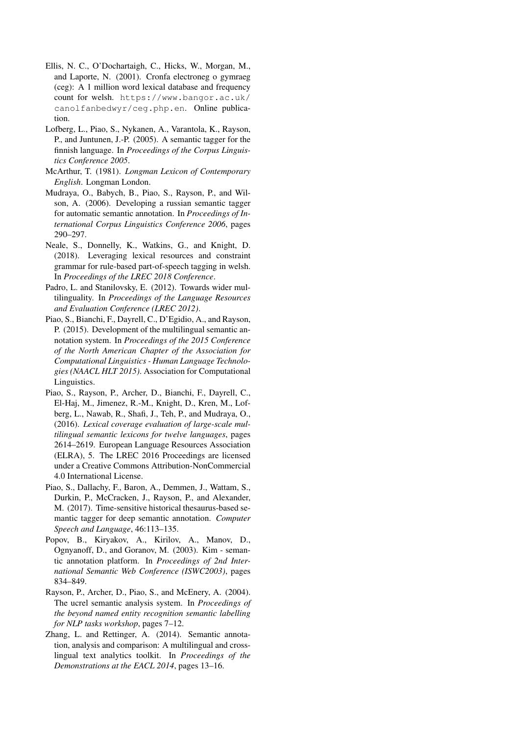Ellis, N. C., O'Dochartaigh, C., Hicks, W., Morgan, M., and Laporte, N. (2001). Cronfa electroneg o gymraeg (ceg): A 1 million word lexical database and frequency count for welsh. https://www.bangor.ac.uk/canolfanbedwyr/ceg.php.en. Online publication.

Lofberg, L., Piao, S., Nykanen, A., Varantola, K., Rayson, P., and Juntunen, J.-P. (2005). A semantic tagger for the finnish language. In *Proceedings of the Corpus Linguistics Conference 2005*.

McArthur, T. (1981). *Longman Lexicon of Contemporary English*. Longman London.

Mudraya, O., Babych, B., Piao, S., Rayson, P., and Wilson, A. (2006). Developing a russian semantic tagger for automatic semantic annotation. In *Proceedings of International Corpus Linguistics Conference 2006*, pages 290–297.

Neale, S., Donnelly, K., Watkins, G., and Knight, D. (2018). Leveraging lexical resources and constraint grammar for rule-based part-of-speech tagging in welsh. In *Proceedings of the LREC 2018 Conference*.

Padro, L. and Stanilovsky, E. (2012). Towards wider multilinguality. In *Proceedings of the Language Resources and Evaluation Conference (LREC 2012)*.

Piao, S., Bianchi, F., Dayrell, C., D'Egidio, A., and Rayson, P. (2015). Development of the multilingual semantic annotation system. In *Proceedings of the 2015 Conference of the North American Chapter of the Association for Computational Linguistics - Human Language Technologies (NAACL HLT 2015)*. Association for Computational Linguistics.

Piao, S., Rayson, P., Archer, D., Bianchi, F., Dayrell, C., El-Haj, M., Jimenez, R.-M., Knight, D., Kren, M., Lofberg, L., Nawab, R., Shafi, J., Teh, P., and Mudraya, O., (2016). *Lexical coverage evaluation of large-scale multilingual semantic lexicons for twelve languages*, pages 2614–2619. European Language Resources Association (ELRA), 5. The LREC 2016 Proceedings are licensed under a Creative Commons Attribution-NonCommercial 4.0 International License.

Piao, S., Dallachy, F., Baron, A., Demmen, J., Wattam, S., Durkin, P., McCracken, J., Rayson, P., and Alexander, M. (2017). Time-sensitive historical thesaurus-based semantic tagger for deep semantic annotation. *Computer Speech and Language*, 46:113–135.

Popov, B., Kiryakov, A., Kirilov, A., Manov, D., Ognyanoff, D., and Goranov, M. (2003). Kim - semantic annotation platform. In *Proceedings of 2nd International Semantic Web Conference (ISWC2003)*, pages 834–849.

Rayson, P., Archer, D., Piao, S., and McEnery, A. (2004). The ucrel semantic analysis system. In *Proceedings of the beyond named entity recognition semantic labelling for NLP tasks workshop*, pages 7–12.

Zhang, L. and Rettinger, A. (2014). Semantic annotation, analysis and comparison: A multilingual and cross-lingual text analytics toolkit. In *Proceedings of the Demonstrations at the EACL 2014*, pages 13–16.